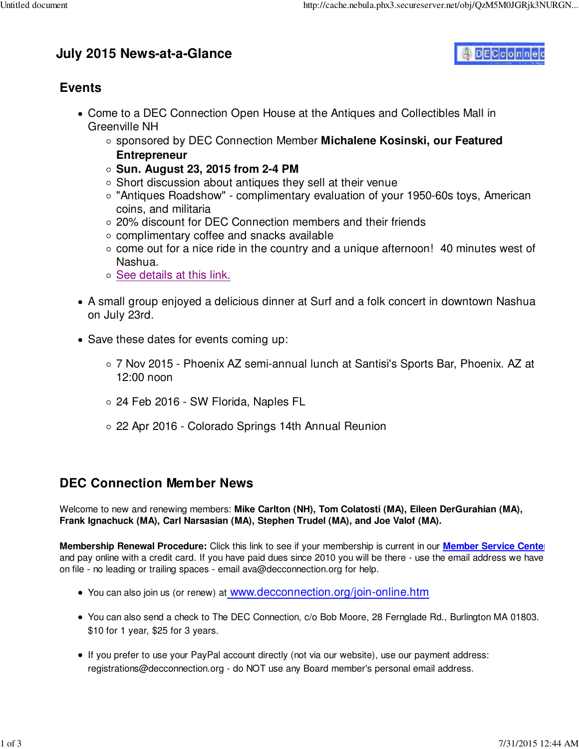# July 2015 News-at-a-Glance

## Events

- Come to a DEC Connection Open House at the Antiques and Collectibles Mall in Greenville NH
  - sponsored by DEC Connection Member **Michalene Kosinski, our Featured Entrepreneur**
  - **Sun. August 23, 2015 from 2-4 PM**
  - Short discussion about antiques they sell at their venue
  - "Antiques Roadshow" - complimentary evaluation of your 1950-60s toys, American coins, and militaria
  - 20% discount for DEC Connection members and their friends
  - complimentary coffee and snacks available
  - come out for a nice ride in the country and a unique afternoon!  40 minutes west of Nashua.
  - See details at this link.

- A small group enjoyed a delicious dinner at Surf and a folk concert in downtown Nashua on July 23rd.

- Save these dates for events coming up:
  - 7 Nov 2015 - Phoenix AZ semi-annual lunch at Santisi's Sports Bar, Phoenix. AZ at 12:00 noon
  - 24 Feb 2016 - SW Florida, Naples FL
  - 22 Apr 2016 - Colorado Springs 14th Annual Reunion

## DEC Connection Member News

Welcome to new and renewing members: **Mike Carlton (NH), Tom Colatosti (MA), Eileen DerGurahian (MA), Frank Ignachuck (MA), Carl Narsasian (MA), Stephen Trudel (MA), and Joe Valof (MA).**

**Membership Renewal Procedure:** Click this link to see if your membership is current in our **Member Service Center** and pay online with a credit card. If you have paid dues since 2010 you will be there - use the email address we have on file - no leading or trailing spaces - email ava@decconnection.org for help.

- You can also join us (or renew) at www.decconnection.org/join-online.htm
- You can also send a check to The DEC Connection, c/o Bob Moore, 28 Fernglade Rd., Burlington MA 01803. $10 for 1 year, $25 for 3 years.
- If you prefer to use your PayPal account directly (not via our website), use our payment address: registrations@decconnection.org - do NOT use any Board member's personal email address.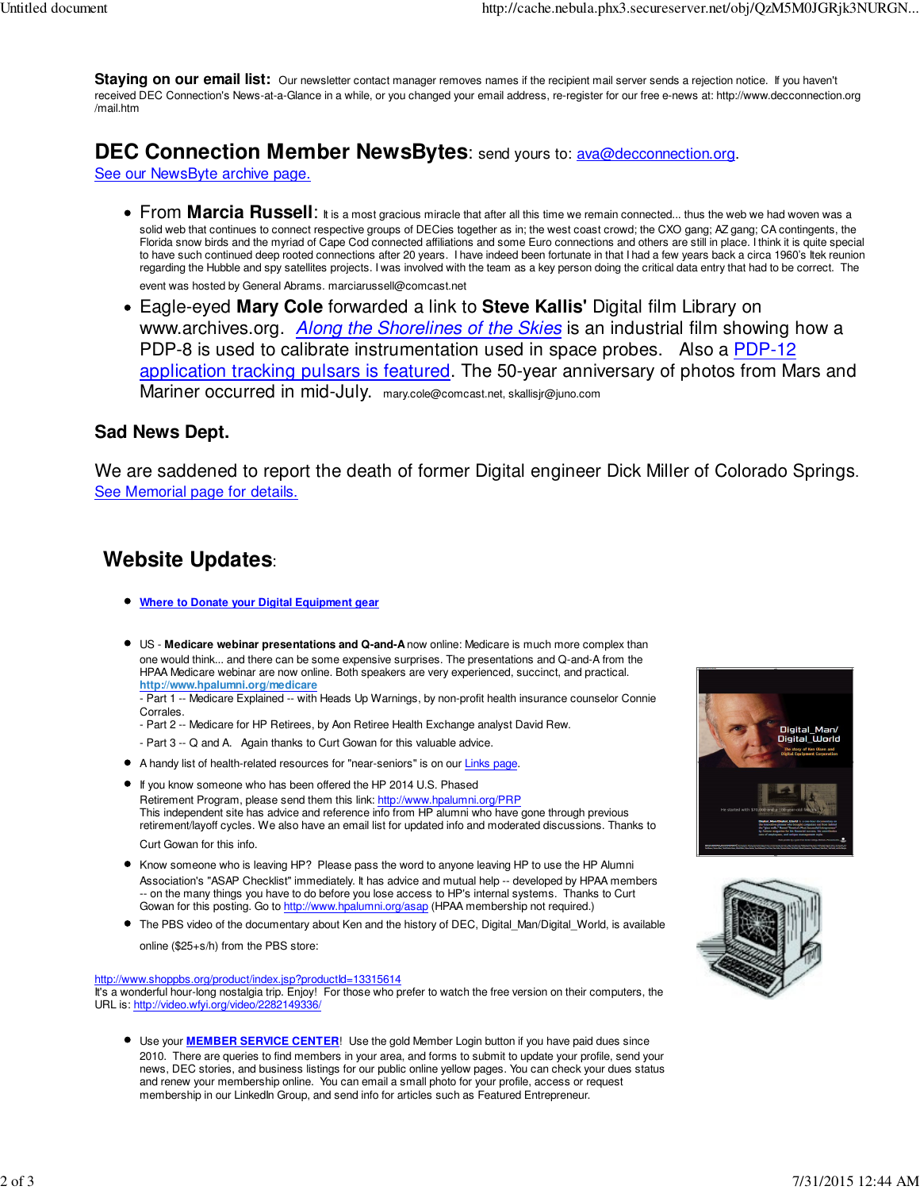**Staying on our email list:** Our newsletter contact manager removes names if the recipient mail server sends a rejection notice. If you haven't received DEC Connection's News-at-a-Glance in a while, or you changed your email address, re-register for our free e-news at: http://www.decconnection.org/mail.htm

## DEC Connection Member NewsBytes: send yours to: ava@decconnection.org.

See our NewsByte archive page.

- From **Marcia Russell**: It is a most gracious miracle that after all this time we remain connected... thus the web we had woven was a solid web that continues to connect respective groups of DECies together as in; the west coast crowd; the CXO gang; AZ gang; CA contingents, the Florida snow birds and the myriad of Cape Cod connected affiliations and some Euro connections and others are still in place. I think it is quite special to have such continued deep rooted connections after 20 years. I have indeed been fortunate in that I had a few years back a circa 1960's Itek reunion regarding the Hubble and spy satellites projects. I was involved with the team as a key person doing the critical data entry that had to be correct. The event was hosted by General Abrams. marciarussell@comcast.net
- Eagle-eyed **Mary Cole** forwarded a link to **Steve Kallis'** Digital film Library on www.archives.org. *Along the Shorelines of the Skies* is an industrial film showing how a PDP-8 is used to calibrate instrumentation used in space probes. Also a PDP-12 application tracking pulsars is featured. The 50-year anniversary of photos from Mars and Mariner occurred in mid-July. mary.cole@comcast.net, skallisjr@juno.com

### Sad News Dept.

We are saddened to report the death of former Digital engineer Dick Miller of Colorado Springs. See Memorial page for details.

## Website Updates:

- **Where to Donate your Digital Equipment gear**
- US - **Medicare webinar presentations and Q-and-A** now online: Medicare is much more complex than one would think... and there can be some expensive surprises. The presentations and Q-and-A from the HPAA Medicare webinar are now online. Both speakers are very experienced, succinct, and practical. **http://www.hpalumni.org/medicare**
  - Part 1 -- Medicare Explained -- with Heads Up Warnings, by non-profit health insurance counselor Connie Corrales.
  - Part 2 -- Medicare for HP Retirees, by Aon Retiree Health Exchange analyst David Rew.
  - Part 3 -- Q and A. Again thanks to Curt Gowan for this valuable advice.
- A handy list of health-related resources for "near-seniors" is on our Links page.
- If you know someone who has been offered the HP 2014 U.S. Phased Retirement Program, please send them this link: http://www.hpalumni.org/PRP
  This independent site has advice and reference info from HP alumni who have gone through previous retirement/layoff cycles. We also have an email list for updated info and moderated discussions. Thanks to Curt Gowan for this info.
- Know someone who is leaving HP? Please pass the word to anyone leaving HP to use the HP Alumni Association's "ASAP Checklist" immediately. It has advice and mutual help -- developed by HPAA members -- on the many things you have to do before you lose access to HP's internal systems. Thanks to Curt Gowan for this posting. Go to http://www.hpalumni.org/asap (HPAA membership not required.)
- The PBS video of the documentary about Ken and the history of DEC, Digital_Man/Digital_World, is available online ($25+s/h) from the PBS store:

http://www.shoppbs.org/product/index.jsp?productId=13315614
It's a wonderful hour-long nostalgia trip. Enjoy! For those who prefer to watch the free version on their computers, the URL is: http://video.wfyi.org/video/2282149336/

- Use your **MEMBER SERVICE CENTER**! Use the gold Member Login button if you have paid dues since 2010. There are queries to find members in your area, and forms to submit to update your profile, send your news, DEC stories, and business listings for our public online yellow pages. You can check your dues status and renew your membership online. You can email a small photo for your profile, access or request membership in our LinkedIn Group, and send info for articles such as Featured Entrepreneur.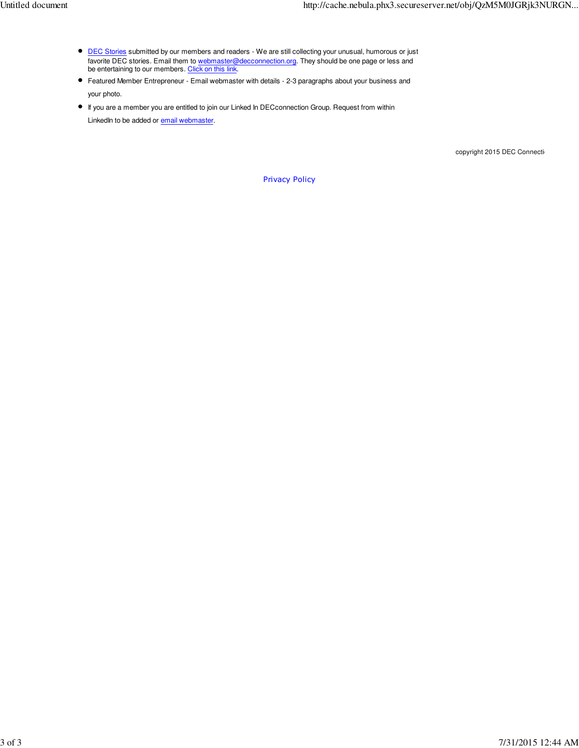- DEC Stories submitted by our members and readers - We are still collecting your unusual, humorous or just favorite DEC stories. Email them to webmaster@decconnection.org. They should be one page or less and be entertaining to our members. Click on this link.
- Featured Member Entrepreneur - Email webmaster with details - 2-3 paragraphs about your business and your photo.
- If you are a member you are entitled to join our Linked In DECconnection Group. Request from within LinkedIn to be added or email webmaster.

copyright 2015 DEC Connecti

Privacy Policy